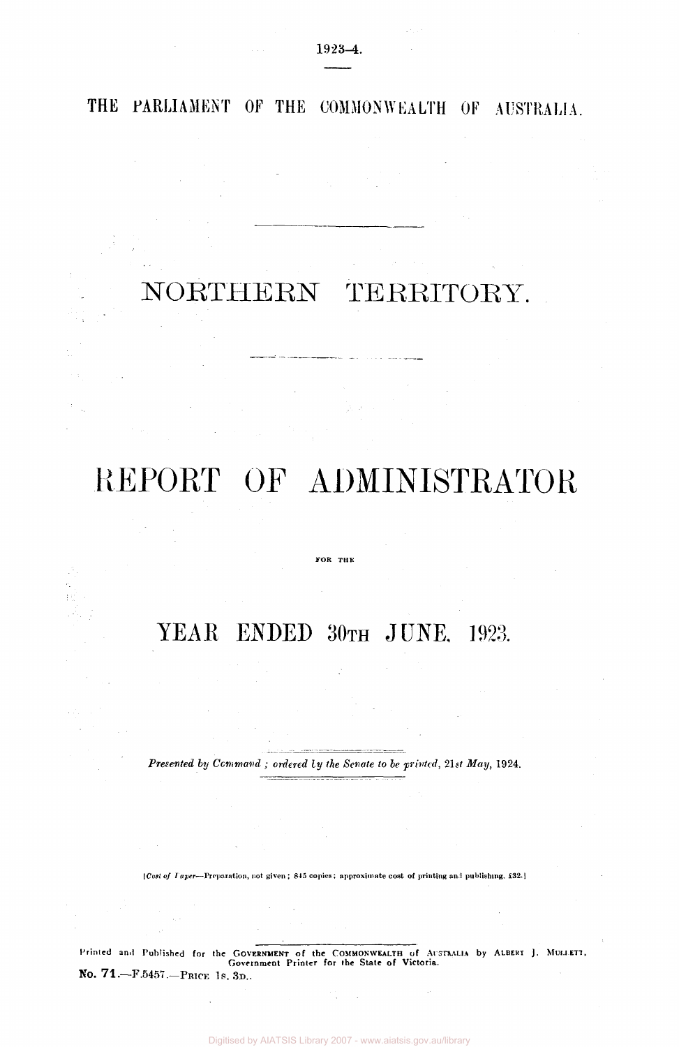1923–4.

THE PARLIAMENT OF THE COMMONWEALTH OF AUSTRALIA.

# NORTHERN TERRITORY.

# REPORT OF ADMINISTRATOR

FOR THE

## YEAR ENDED 30TH JUNE, 1923.

*Presented by Command; ordered by the Senate to be printed, 21st May, 1924.*

[*Cost of Paper*—Preparation, not given; 845 copies; approximate cost of printing and publishing, £32.]

Printed and Published for the GOVERNMENT of the COMMONWEALTH of AUSTRALIA by ALBERT J. MULLETT, Government Printer for the State of Victoria.

**No. 71.**—F.5457.—PRICE 1s. 3D.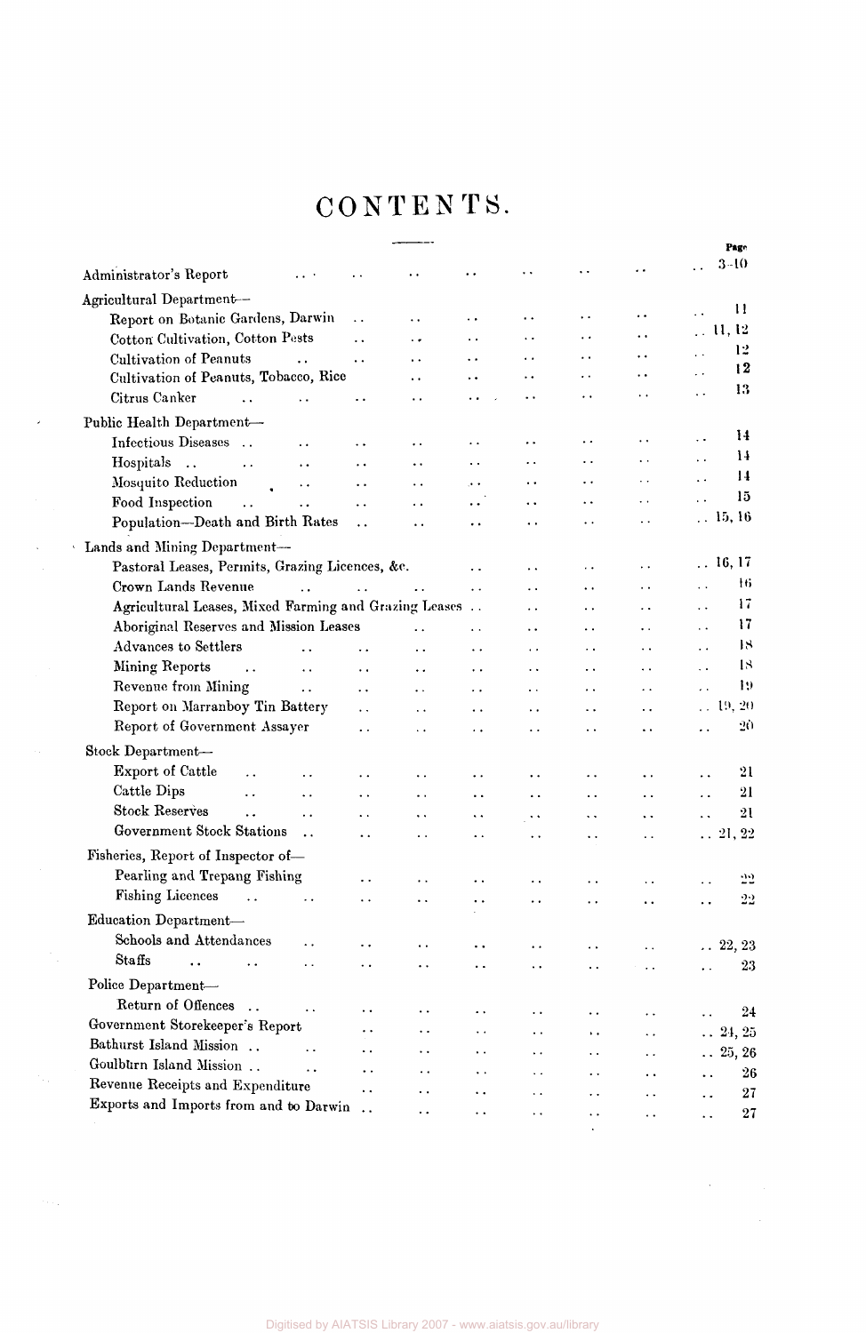# CONTENTS.

| | Page |
|---|---|
| Administrator's Report | 3-10 |
| **Agricultural Department—** | |
| Report on Botanic Gardens, Darwin | 11 |
| Cotton Cultivation, Cotton Pests | 11, 12 |
| Cultivation of Peanuts | 12 |
| Cultivation of Peanuts, Tobacco, Rice | 12 |
| Citrus Canker | 13 |
| **Public Health Department—** | |
| Infectious Diseases | 14 |
| Hospitals | 14 |
| Mosquito Reduction | 14 |
| Food Inspection | 15 |
| Population—Death and Birth Rates | 15, 16 |
| **Lands and Mining Department—** | |
| Pastoral Leases, Permits, Grazing Licences, &c. | 16, 17 |
| Crown Lands Revenue | 16 |
| Agricultural Leases, Mixed Farming and Grazing Leases | 17 |
| Aboriginal Reserves and Mission Leases | 17 |
| Advances to Settlers | 18 |
| Mining Reports | 18 |
| Revenue from Mining | 19 |
| Report on Marranboy Tin Battery | 19, 20 |
| Report of Government Assayer | 20 |
| **Stock Department—** | |
| Export of Cattle | 21 |
| Cattle Dips | 21 |
| Stock Reserves | 21 |
| Government Stock Stations | 21, 22 |
| **Fisheries, Report of Inspector of—** | |
| Pearling and Trepang Fishing | 22 |
| Fishing Licences | 22 |
| **Education Department—** | |
| Schools and Attendances | 22, 23 |
| Staffs | 23 |
| **Police Department—** | |
| Return of Offences | 24 |
| Government Storekeeper's Report | 24, 25 |
| Bathurst Island Mission | 25, 26 |
| Goulburn Island Mission | 26 |
| Revenue Receipts and Expenditure | 27 |
| Exports and Imports from and to Darwin | 27 |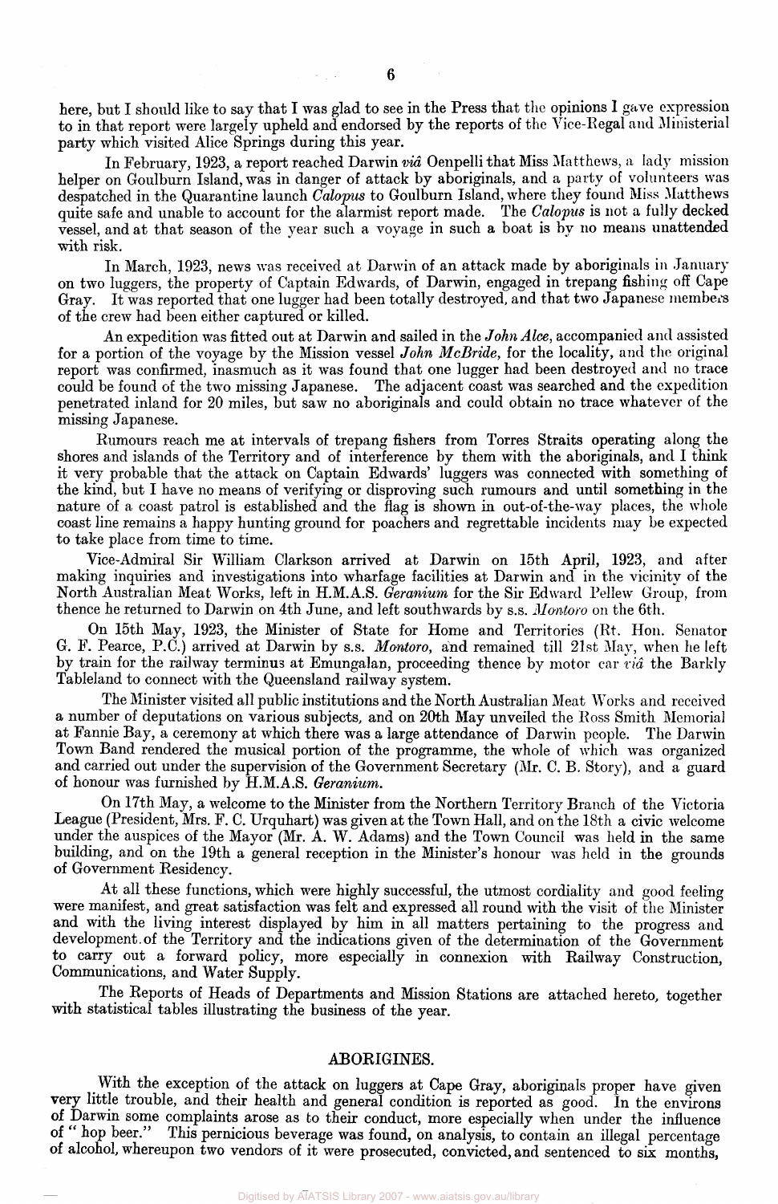here, but I should like to say that I was glad to see in the Press that the opinions I gave expression to in that report were largely upheld and endorsed by the reports of the Vice-Regal and Ministerial party which visited Alice Springs during this year.

In February, 1923, a report reached Darwin *viâ* Oenpelli that Miss Matthews, a lady mission helper on Goulburn Island, was in danger of attack by aboriginals, and a party of volunteers was despatched in the Quarantine launch *Calopus* to Goulburn Island, where they found Miss Matthews quite safe and unable to account for the alarmist report made. The *Calopus* is not a fully decked vessel, and at that season of the year such a voyage in such a boat is by no means unattended with risk.

In March, 1923, news was received at Darwin of an attack made by aboriginals in January on two luggers, the property of Captain Edwards, of Darwin, engaged in trepang fishing off Cape Gray. It was reported that one lugger had been totally destroyed, and that two Japanese members of the crew had been either captured or killed.

An expedition was fitted out at Darwin and sailed in the *John Alce*, accompanied and assisted for a portion of the voyage by the Mission vessel *John McBride*, for the locality, and the original report was confirmed, inasmuch as it was found that one lugger had been destroyed and no trace could be found of the two missing Japanese. The adjacent coast was searched and the expedition penetrated inland for 20 miles, but saw no aboriginals and could obtain no trace whatever of the missing Japanese.

Rumours reach me at intervals of trepang fishers from Torres Straits operating along the shores and islands of the Territory and of interference by them with the aboriginals, and I think it very probable that the attack on Captain Edwards' luggers was connected with something of the kind, but I have no means of verifying or disproving such rumours and until something in the nature of a coast patrol is established and the flag is shown in out-of-the-way places, the whole coast line remains a happy hunting ground for poachers and regrettable incidents may be expected to take place from time to time.

Vice-Admiral Sir William Clarkson arrived at Darwin on 15th April, 1923, and after making inquiries and investigations into wharfage facilities at Darwin and in the vicinity of the North Australian Meat Works, left in H.M.A.S. *Geranium* for the Sir Edward Pellew Group, from thence he returned to Darwin on 4th June, and left southwards by s.s. *Montoro* on the 6th.

On 15th May, 1923, the Minister of State for Home and Territories (Rt. Hon. Senator G. F. Pearce, P.C.) arrived at Darwin by s.s. *Montoro*, and remained till 21st May, when he left by train for the railway terminus at Emungalan, proceeding thence by motor car *viâ* the Barkly Tableland to connect with the Queensland railway system.

The Minister visited all public institutions and the North Australian Meat Works and received a number of deputations on various subjects, and on 20th May unveiled the Ross Smith Memorial at Fannie Bay, a ceremony at which there was a large attendance of Darwin people. The Darwin Town Band rendered the musical portion of the programme, the whole of which was organized and carried out under the supervision of the Government Secretary (Mr. C. B. Story), and a guard of honour was furnished by H.M.A.S. *Geranium*.

On 17th May, a welcome to the Minister from the Northern Territory Branch of the Victoria League (President, Mrs. F. C. Urquhart) was given at the Town Hall, and on the 18th a civic welcome under the auspices of the Mayor (Mr. A. W. Adams) and the Town Council was held in the same building, and on the 19th a general reception in the Minister's honour was held in the grounds of Government Residency.

At all these functions, which were highly successful, the utmost cordiality and good feeling were manifest, and great satisfaction was felt and expressed all round with the visit of the Minister and with the living interest displayed by him in all matters pertaining to the progress and development of the Territory and the indications given of the determination of the Government to carry out a forward policy, more especially in connexion with Railway Construction, Communications, and Water Supply.

The Reports of Heads of Departments and Mission Stations are attached hereto, together with statistical tables illustrating the business of the year.

## ABORIGINES.

With the exception of the attack on luggers at Cape Gray, aboriginals proper have given very little trouble, and their health and general condition is reported as good. In the environs of Darwin some complaints arose as to their conduct, more especially when under the influence of "hop beer." This pernicious beverage was found, on analysis, to contain an illegal percentage of alcohol, whereupon two vendors of it were prosecuted, convicted, and sentenced to six months,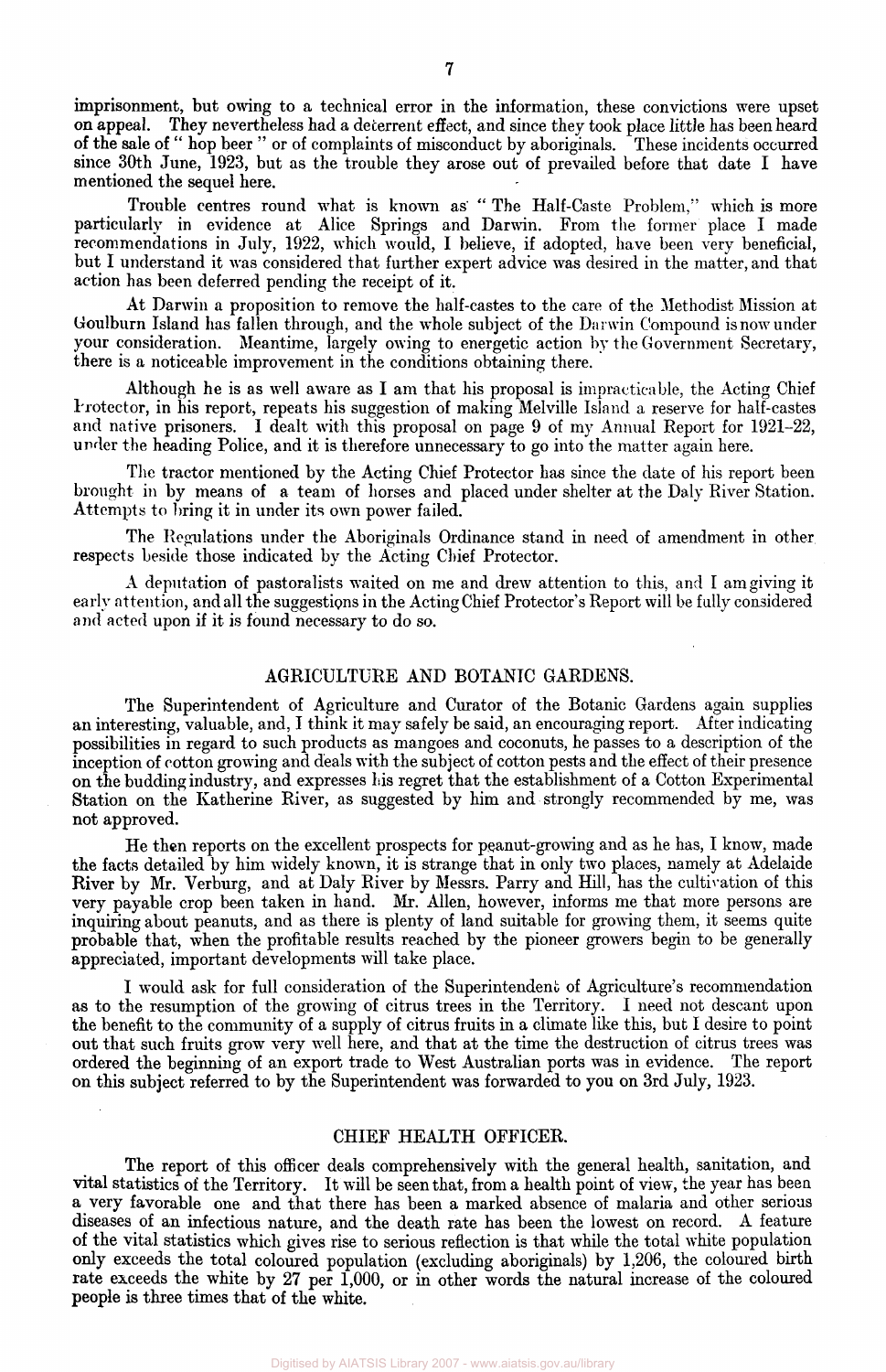imprisonment, but owing to a technical error in the information, these convictions were upset on appeal. They nevertheless had a deterrent effect, and since they took place little has been heard of the sale of " hop beer " or of complaints of misconduct by aboriginals. These incidents occurred since 30th June, 1923, but as the trouble they arose out of prevailed before that date I have mentioned the sequel here.

Trouble centres round what is known as " The Half-Caste Problem," which is more particularly in evidence at Alice Springs and Darwin. From the former place I made recommendations in July, 1922, which would, I believe, if adopted, have been very beneficial, but I understand it was considered that further expert advice was desired in the matter, and that action has been deferred pending the receipt of it.

At Darwin a proposition to remove the half-castes to the care of the Methodist Mission at Goulburn Island has fallen through, and the whole subject of the Darwin Compound is now under your consideration. Meantime, largely owing to energetic action by the Government Secretary, there is a noticeable improvement in the conditions obtaining there.

Although he is as well aware as I am that his proposal is impracticable, the Acting Chief Protector, in his report, repeats his suggestion of making Melville Island a reserve for half-castes and native prisoners. I dealt with this proposal on page 9 of my Annual Report for 1921–22, under the heading Police, and it is therefore unnecessary to go into the matter again here.

The tractor mentioned by the Acting Chief Protector has since the date of his report been brought in by means of a team of horses and placed under shelter at the Daly River Station. Attempts to bring it in under its own power failed.

The Regulations under the Aboriginals Ordinance stand in need of amendment in other respects beside those indicated by the Acting Chief Protector.

A deputation of pastoralists waited on me and drew attention to this, and I am giving it early attention, and all the suggestions in the Acting Chief Protector's Report will be fully considered and acted upon if it is found necessary to do so.

## AGRICULTURE AND BOTANIC GARDENS.

The Superintendent of Agriculture and Curator of the Botanic Gardens again supplies an interesting, valuable, and, I think it may safely be said, an encouraging report. After indicating possibilities in regard to such products as mangoes and coconuts, he passes to a description of the inception of cotton growing and deals with the subject of cotton pests and the effect of their presence on the budding industry, and expresses his regret that the establishment of a Cotton Experimental Station on the Katherine River, as suggested by him and strongly recommended by me, was not approved.

He then reports on the excellent prospects for peanut-growing and as he has, I know, made the facts detailed by him widely known, it is strange that in only two places, namely at Adelaide River by Mr. Verburg, and at Daly River by Messrs. Parry and Hill, has the cultivation of this very payable crop been taken in hand. Mr. Allen, however, informs me that more persons are inquiring about peanuts, and as there is plenty of land suitable for growing them, it seems quite probable that, when the profitable results reached by the pioneer growers begin to be generally appreciated, important developments will take place.

I would ask for full consideration of the Superintendent of Agriculture's recommendation as to the resumption of the growing of citrus trees in the Territory. I need not descant upon the benefit to the community of a supply of citrus fruits in a climate like this, but I desire to point out that such fruits grow very well here, and that at the time the destruction of citrus trees was ordered the beginning of an export trade to West Australian ports was in evidence. The report on this subject referred to by the Superintendent was forwarded to you on 3rd July, 1923.

## CHIEF HEALTH OFFICER.

The report of this officer deals comprehensively with the general health, sanitation, and vital statistics of the Territory. It will be seen that, from a health point of view, the year has been a very favorable one and that there has been a marked absence of malaria and other serious diseases of an infectious nature, and the death rate has been the lowest on record. A feature of the vital statistics which gives rise to serious reflection is that while the total white population only exceeds the total coloured population (excluding aboriginals) by 1,206, the coloured birth rate exceeds the white by 27 per 1,000, or in other words the natural increase of the coloured people is three times that of the white.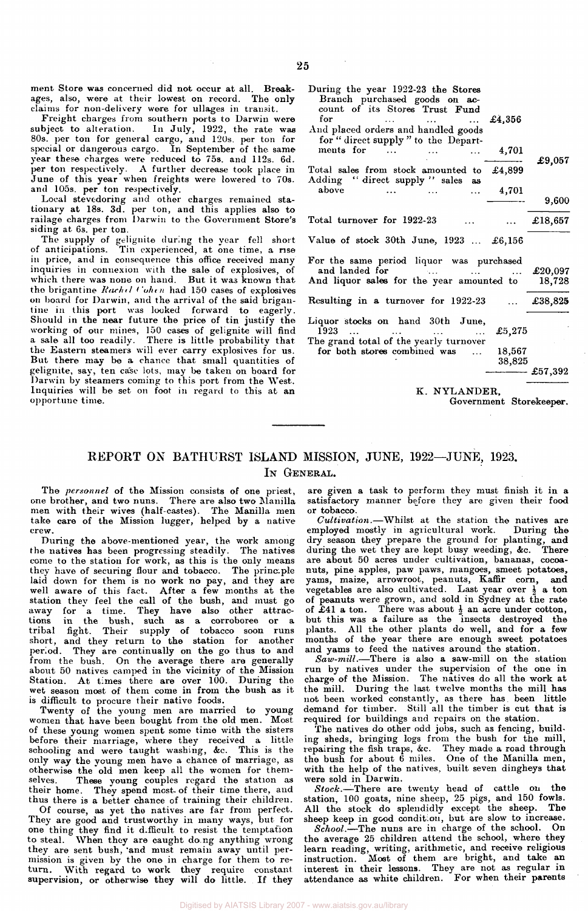ment Store was concerned did not occur at all. Breakages, also, were at their lowest on record. The only claims for non-delivery were for ullages in transit.

Freight charges from southern ports to Darwin were subject to alteration. In July, 1922, the rate was 80s. per ton for general cargo, and 120s. per ton for special or dangerous cargo. In September of the same year these charges were reduced to 75s. and 112s. 6d. per ton respectively. A further decrease took place in June of this year when freights were lowered to 70s. and 105s. per ton respectively.

Local stevedoring and other charges remained stationary at 18s. 3d. per ton, and this applies also to railage charges from Darwin to the Government Store's siding at 6s. per ton.

The supply of gelignite during the year fell short of anticipations. Tin experienced, at one time, a rise in price, and in consequence this office received many inquiries in connexion with the sale of explosives, of which there was none on hand. But it was known that the brigantine *Rachel Cohen* had 150 cases of explosives on board for Darwin, and the arrival of the said brigantine in this port was looked forward to eagerly. Should in the near future the price of tin justify the working of our mines, 150 cases of gelignite will find a sale all too readily. There is little probability that the Eastern steamers will ever carry explosives for us. But there may be a chance that small quantities of gelignite, say, ten case lots, may be taken on board for Darwin by steamers coming to this port from the West. Inquiries will be set on foot in regard to this at an opportune time.

| | | |
|---|---|---|
| During the year 1922-23 the Stores Branch purchased goods on account of its Stores Trust Fund for ... ... ... | £4,356 | |
| And placed orders and handled goods for "direct supply" to the Departments for ... ... ... | 4,701 | |
| | | £9,057 |
| Total sales from stock amounted to | £4,899 | |
| Adding "direct supply" sales as above ... ... ... | 4,701 | |
| | | 9,600 |
| Total turnover for 1922-23 ... ... | | £18,657 |
| Value of stock 30th June, 1923 ... | £6,156 | |
| For the same period liquor was purchased and landed for ... ... ... | | £20,097 |
| And liquor sales for the year amounted to | | 18,728 |
| Resulting in a turnover for 1922-23 ... | | £38,825 |
| Liquor stocks on hand 30th June, 1923 ... ... ... ... | £5,275 | |
| The grand total of the yearly turnover for both stores combined was ... | 18,567 | |
| | 38,825 | |
| | | £57,392 |

K. NYLANDER,
Government Storekeeper.

# REPORT ON BATHURST ISLAND MISSION, JUNE, 1922—JUNE, 1923.

## In General.

The *personnel* of the Mission consists of one priest, one brother, and two nuns. There are also two Manilla men with their wives (half-castes). The Manilla men take care of the Mission lugger, helped by a native crew.

During the above-mentioned year, the work among the natives has been progressing steadily. The natives come to the station for work, as this is the only means they have of securing flour and tobacco. The principle laid down for them is no work no pay, and they are well aware of this fact. After a few months at the station they feel the call of the bush, and must go away for a time. They have also other attractions in the bush, such as a corroboree or a tribal fight. Their supply of tobacco soon runs short, and they return to the station for another period. They are continually on the go thus to and from the bush. On the average there are generally about 50 natives camped in the vicinity of the Mission Station. At times there are over 100. During the wet season most of them come in from the bush as it is difficult to procure their native foods.

Twenty of the young men are married to young women that have been bought from the old men. Most of these young women spent some time with the sisters before their marriage, where they received a little schooling and were taught washing, &c. This is the only way the young men have a chance of marriage, as otherwise the old men keep all the women for themselves. These young couples regard the station as their home. They spend most of their time there, and thus there is a better chance of training their children.

Of course, as yet the natives are far from perfect. They are good and trustworthy in many ways, but for one thing they find it difficult to resist the temptation to steal. When they are caught doing anything wrong they are sent bush, and must remain away until permission is given by the one in charge for them to return. With regard to work they require constant supervision, or otherwise they will do little. If they are given a task to perform they must finish it in a satisfactory manner before they are given their food or tobacco.

*Cultivation*.—Whilst at the station the natives are employed mostly in agricultural work. During the dry season they prepare the ground for planting, and during the wet they are kept busy weeding, &c. There are about 50 acres under cultivation, bananas, cocoanuts, pine apples, paw paws, mangoes, smeet potatoes, yams, maize, arrowroot, peanuts, Kaffir corn, and vegetables are also cultivated. Last year over ½ a ton of peanuts were grown, and sold in Sydney at the rate of £41 a ton. There was about ½ an acre under cotton, but this was a failure as the insects destroyed the plants. All the other plants do well, and for a few months of the year there are enough sweet potatoes and yams to feed the natives around the station.

*Saw-mill*.—There is also a saw-mill on the station run by natives under the supervision of the one in charge of the Mission. The natives do all the work at the mill. During the last twelve months the mill has not been worked constantly, as there has been little demand for timber. Still all the timber is cut that is required for buildings and repairs on the station.

The natives do other odd jobs, such as fencing, building sheds, bringing logs from the bush for the mill, repairing the fish traps, &c. They made a road through the bush for about 6 miles. One of the Manilla men, with the help of the natives, built seven dingheys that were sold in Darwin.

*Stock*.—There are twenty head of cattle on the station, 100 goats, nine sheep, 25 pigs, and 150 fowls. All the stock do splendidly except the sheep. The sheep keep in good condition, but are slow to increase.

*School*.—The nuns are in charge of the school. On the average 25 children attend the school, where they learn reading, writing, arithmetic, and receive religious instruction. Most of them are bright, and take an interest in their lessons. They are not as regular in attendance as white children. For when their parents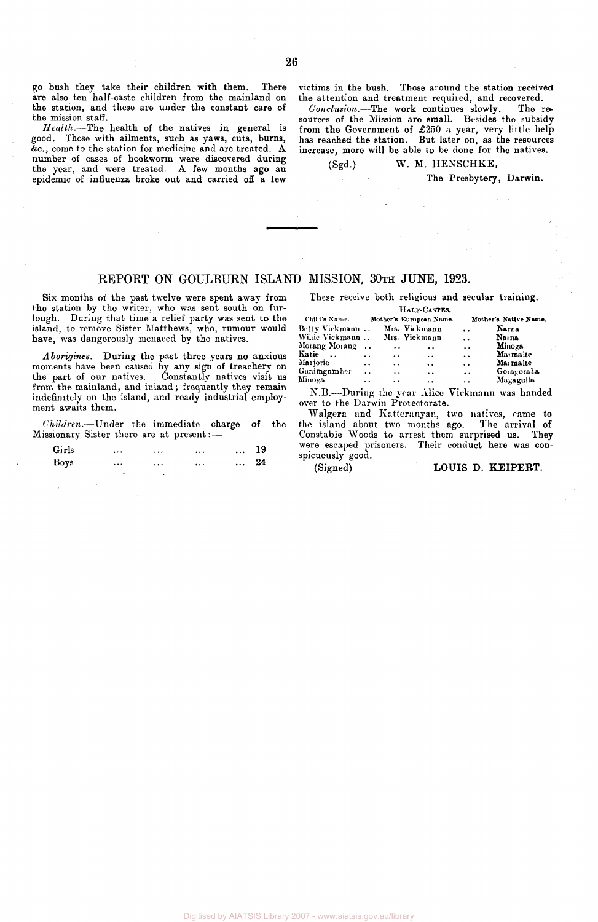go bush they take their children with them. There are also ten half-caste children from the mainland on the station, and these are under the constant care of the mission staff.

*Health.*—The health of the natives in general is good. Those with ailments, such as yaws, cuts, burns, &c., come to the station for medicine and are treated. A number of cases of hookworm were discovered during the year, and were treated. A few months ago an epidemic of influenza broke out and carried off a few victims in the bush. Those around the station received the attention and treatment required, and recovered.

*Conclusion.*—The work continues slowly. The resources of the Mission are small. Besides the subsidy from the Government of £250 a year, very little help has reached the station. But later on, as the resources increase, more will be able to be done for the natives.

(Sgd.) W. M. HENSCHKE,

The Presbytery, Darwin.

## REPORT ON GOULBURN ISLAND MISSION, 30TH JUNE, 1923.

Six months of the past twelve were spent away from the station by the writer, who was sent south on furlough. During that time a relief party was sent to the island, to remove Sister Matthews, who, rumour would have, was dangerously menaced by the natives.

*Aborigines.*—During the past three years no anxious moments have been caused by any sign of treachery on the part of our natives. Constantly natives visit us from the mainland, and inland; frequently they remain indefinitely on the island, and ready industrial employment awaits them.

*Children.*—Under the immediate charge of the Missionary Sister there are at present:—

| | |
|---|---|
| Girls | 19 |
| Boys | 24 |

These receive both religious and secular training.

HALF-CASTES.

| Child's Name. | Mother's European Name. | Mother's Native Name. |
|---|---|---|
| Betty Vickmann | Mrs. Vickmann | Narna |
| Willie Vickmann | Mrs. Vickmann | Narna |
| Morang Morang | .. | Minoga |
| Katie | .. | Marmalte |
| Marjorie | .. | Marmalte |
| Gunimgumber | .. | Goragorala |
| Minoga | .. | Magagulla |

N.B.—During the year Alice Vickmann was handed over to the Darwin Protectorate.

Walgera and Katteranyan, two natives, came to the island about two months ago. The arrival of Constable Woods to arrest them surprised us. They were escaped prisoners. Their conduct here was conspicuously good.

(Signed) LOUIS D. KEIPERT.